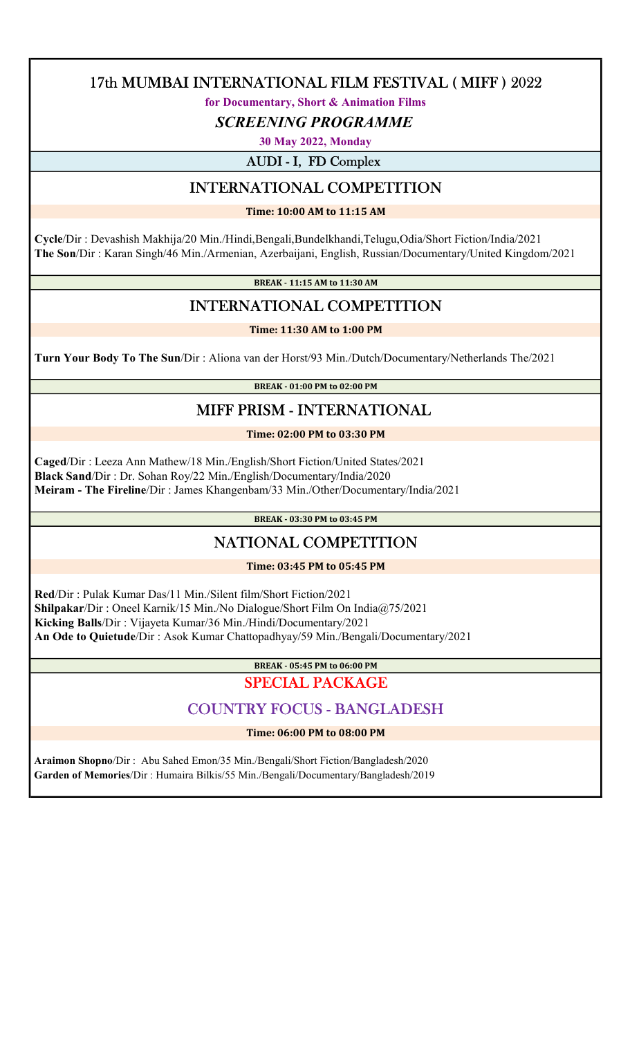# 17th MUMBAI INTERNATIONAL FILM FESTIVAL ( MIFF ) 2022

**for Documentary, Short & Animation Films**

***SCREENING PROGRAMME***

**30 May 2022, Monday**

## AUDI - I, FD Complex

## INTERNATIONAL COMPETITION

**Time: 10:00 AM to 11:15 AM**

**Cycle**/Dir : Devashish Makhija/20 Min./Hindi,Bengali,Bundelkhandi,Telugu,Odia/Short Fiction/India/2021
**The Son**/Dir : Karan Singh/46 Min./Armenian, Azerbaijani, English, Russian/Documentary/United Kingdom/2021

**BREAK - 11:15 AM to 11:30 AM**

## INTERNATIONAL COMPETITION

**Time: 11:30 AM to 1:00 PM**

**Turn Your Body To The Sun**/Dir : Aliona van der Horst/93 Min./Dutch/Documentary/Netherlands The/2021

**BREAK - 01:00 PM to 02:00 PM**

## MIFF PRISM - INTERNATIONAL

**Time: 02:00 PM to 03:30 PM**

**Caged**/Dir : Leeza Ann Mathew/18 Min./English/Short Fiction/United States/2021
**Black Sand**/Dir : Dr. Sohan Roy/22 Min./English/Documentary/India/2020
**Meiram - The Fireline**/Dir : James Khangenbam/33 Min./Other/Documentary/India/2021

**BREAK - 03:30 PM to 03:45 PM**

## NATIONAL COMPETITION

**Time: 03:45 PM to 05:45 PM**

**Red**/Dir : Pulak Kumar Das/11 Min./Silent film/Short Fiction/2021
**Shilpakar**/Dir : Oneel Karnik/15 Min./No Dialogue/Short Film On India@75/2021
**Kicking Balls**/Dir : Vijayeta Kumar/36 Min./Hindi/Documentary/2021
**An Ode to Quietude**/Dir : Asok Kumar Chattopadhyay/59 Min./Bengali/Documentary/2021

**BREAK - 05:45 PM to 06:00 PM**

## SPECIAL PACKAGE

## COUNTRY FOCUS - BANGLADESH

**Time: 06:00 PM to 08:00 PM**

**Araimon Shopno**/Dir : Abu Sahed Emon/35 Min./Bengali/Short Fiction/Bangladesh/2020
**Garden of Memories**/Dir : Humaira Bilkis/55 Min./Bengali/Documentary/Bangladesh/2019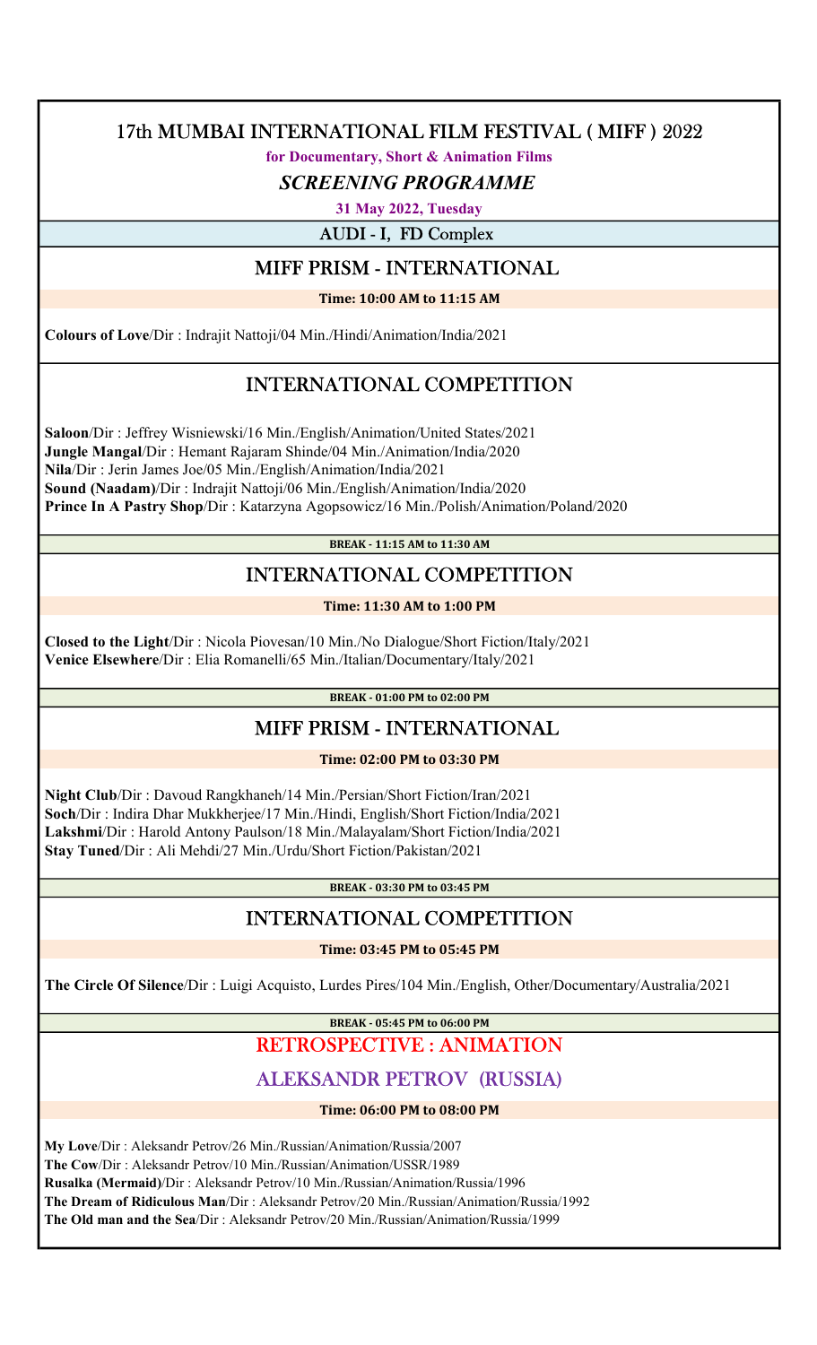# 17th MUMBAI INTERNATIONAL FILM FESTIVAL ( MIFF ) 2022

**for Documentary, Short & Animation Films**

***SCREENING PROGRAMME***

**31 May 2022, Tuesday**

## AUDI - I, FD Complex

## MIFF PRISM - INTERNATIONAL

**Time: 10:00 AM to 11:15 AM**

**Colours of Love**/Dir : Indrajit Nattoji/04 Min./Hindi/Animation/India/2021

## INTERNATIONAL COMPETITION

**Saloon**/Dir : Jeffrey Wisniewski/16 Min./English/Animation/United States/2021
**Jungle Mangal**/Dir : Hemant Rajaram Shinde/04 Min./Animation/India/2020
**Nila**/Dir : Jerin James Joe/05 Min./English/Animation/India/2021
**Sound (Naadam)**/Dir : Indrajit Nattoji/06 Min./English/Animation/India/2020
**Prince In A Pastry Shop**/Dir : Katarzyna Agopsowicz/16 Min./Polish/Animation/Poland/2020

**BREAK - 11:15 AM to 11:30 AM**

## INTERNATIONAL COMPETITION

**Time: 11:30 AM to 1:00 PM**

**Closed to the Light**/Dir : Nicola Piovesan/10 Min./No Dialogue/Short Fiction/Italy/2021
**Venice Elsewhere**/Dir : Elia Romanelli/65 Min./Italian/Documentary/Italy/2021

**BREAK - 01:00 PM to 02:00 PM**

## MIFF PRISM - INTERNATIONAL

**Time: 02:00 PM to 03:30 PM**

**Night Club**/Dir : Davoud Rangkhaneh/14 Min./Persian/Short Fiction/Iran/2021
**Soch**/Dir : Indira Dhar Mukkherjee/17 Min./Hindi, English/Short Fiction/India/2021
**Lakshmi**/Dir : Harold Antony Paulson/18 Min./Malayalam/Short Fiction/India/2021
**Stay Tuned**/Dir : Ali Mehdi/27 Min./Urdu/Short Fiction/Pakistan/2021

**BREAK - 03:30 PM to 03:45 PM**

## INTERNATIONAL COMPETITION

**Time: 03:45 PM to 05:45 PM**

**The Circle Of Silence**/Dir : Luigi Acquisto, Lurdes Pires/104 Min./English, Other/Documentary/Australia/2021

**BREAK - 05:45 PM to 06:00 PM**

## RETROSPECTIVE : ANIMATION

## ALEKSANDR PETROV (RUSSIA)

**Time: 06:00 PM to 08:00 PM**

**My Love**/Dir : Aleksandr Petrov/26 Min./Russian/Animation/Russia/2007
**The Cow**/Dir : Aleksandr Petrov/10 Min./Russian/Animation/USSR/1989
**Rusalka (Mermaid)**/Dir : Aleksandr Petrov/10 Min./Russian/Animation/Russia/1996
**The Dream of Ridiculous Man**/Dir : Aleksandr Petrov/20 Min./Russian/Animation/Russia/1992
**The Old man and the Sea**/Dir : Aleksandr Petrov/20 Min./Russian/Animation/Russia/1999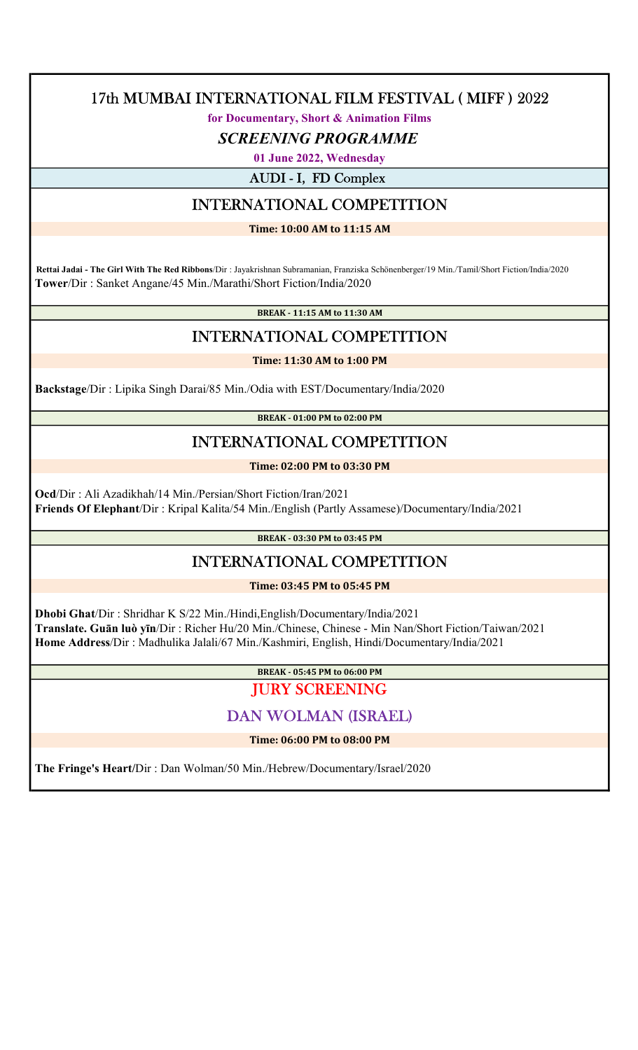# 17th MUMBAI INTERNATIONAL FILM FESTIVAL ( MIFF ) 2022

**for Documentary, Short & Animation Films**

***SCREENING PROGRAMME***

**01 June 2022, Wednesday**

AUDI - I, FD Complex

## INTERNATIONAL COMPETITION

**Time: 10:00 AM to 11:15 AM**

**Rettai Jadai - The Girl With The Red Ribbons**/Dir : Jayakrishnan Subramanian, Franziska Schönenberger/19 Min./Tamil/Short Fiction/India/2020

**Tower**/Dir : Sanket Angane/45 Min./Marathi/Short Fiction/India/2020

**BREAK - 11:15 AM to 11:30 AM**

## INTERNATIONAL COMPETITION

**Time: 11:30 AM to 1:00 PM**

**Backstage**/Dir : Lipika Singh Darai/85 Min./Odia with EST/Documentary/India/2020

**BREAK - 01:00 PM to 02:00 PM**

## INTERNATIONAL COMPETITION

**Time: 02:00 PM to 03:30 PM**

**Ocd**/Dir : Ali Azadikhah/14 Min./Persian/Short Fiction/Iran/2021

**Friends Of Elephant**/Dir : Kripal Kalita/54 Min./English (Partly Assamese)/Documentary/India/2021

**BREAK - 03:30 PM to 03:45 PM**

## INTERNATIONAL COMPETITION

**Time: 03:45 PM to 05:45 PM**

**Dhobi Ghat**/Dir : Shridhar K S/22 Min./Hindi,English/Documentary/India/2021

**Translate. Guān luò yīn**/Dir : Richer Hu/20 Min./Chinese, Chinese - Min Nan/Short Fiction/Taiwan/2021

**Home Address**/Dir : Madhulika Jalali/67 Min./Kashmiri, English, Hindi/Documentary/India/2021

**BREAK - 05:45 PM to 06:00 PM**

## JURY SCREENING

## DAN WOLMAN (ISRAEL)

**Time: 06:00 PM to 08:00 PM**

**The Fringe's Heart**/Dir : Dan Wolman/50 Min./Hebrew/Documentary/Israel/2020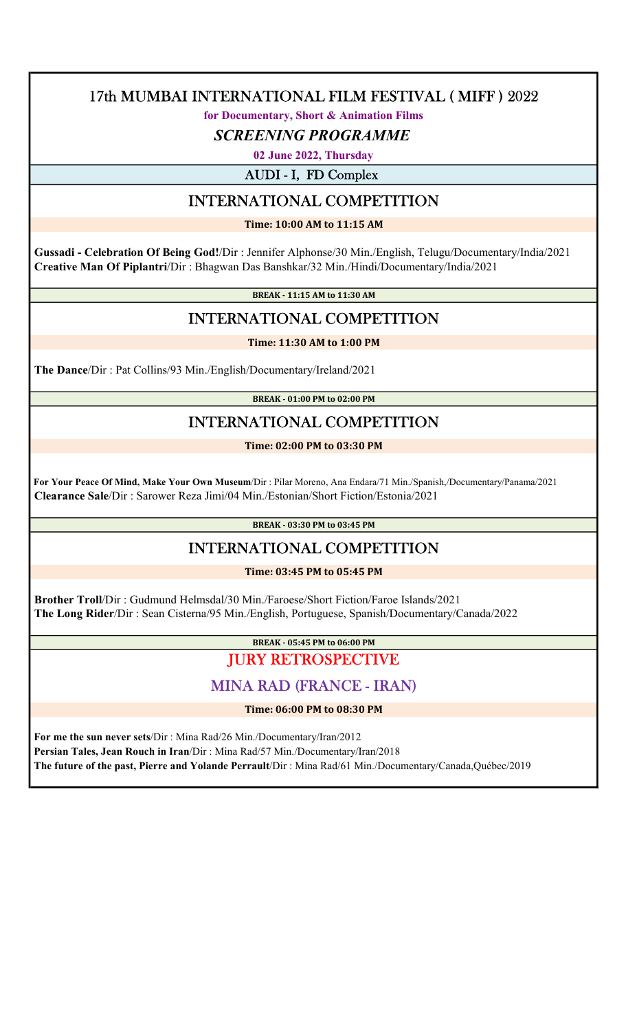# 17th MUMBAI INTERNATIONAL FILM FESTIVAL ( MIFF ) 2022

**for Documentary, Short & Animation Films**

***SCREENING PROGRAMME***

**02 June 2022, Thursday**

## AUDI - I, FD Complex

## INTERNATIONAL COMPETITION

**Time: 10:00 AM to 11:15 AM**

**Gussadi - Celebration Of Being God!**/Dir : Jennifer Alphonse/30 Min./English, Telugu/Documentary/India/2021
**Creative Man Of Piplantri**/Dir : Bhagwan Das Banshkar/32 Min./Hindi/Documentary/India/2021

**BREAK - 11:15 AM to 11:30 AM**

## INTERNATIONAL COMPETITION

**Time: 11:30 AM to 1:00 PM**

**The Dance**/Dir : Pat Collins/93 Min./English/Documentary/Ireland/2021

**BREAK - 01:00 PM to 02:00 PM**

## INTERNATIONAL COMPETITION

**Time: 02:00 PM to 03:30 PM**

**For Your Peace Of Mind, Make Your Own Museum**/Dir : Pilar Moreno, Ana Endara/71 Min./Spanish,/Documentary/Panama/2021
**Clearance Sale**/Dir : Sarower Reza Jimi/04 Min./Estonian/Short Fiction/Estonia/2021

**BREAK - 03:30 PM to 03:45 PM**

## INTERNATIONAL COMPETITION

**Time: 03:45 PM to 05:45 PM**

**Brother Troll**/Dir : Gudmund Helmsdal/30 Min./Faroese/Short Fiction/Faroe Islands/2021
**The Long Rider**/Dir : Sean Cisterna/95 Min./English, Portuguese, Spanish/Documentary/Canada/2022

**BREAK - 05:45 PM to 06:00 PM**

## JURY RETROSPECTIVE

### MINA RAD (FRANCE - IRAN)

**Time: 06:00 PM to 08:30 PM**

**For me the sun never sets**/Dir : Mina Rad/26 Min./Documentary/Iran/2012
**Persian Tales, Jean Rouch in Iran**/Dir : Mina Rad/57 Min./Documentary/Iran/2018
**The future of the past, Pierre and Yolande Perrault**/Dir : Mina Rad/61 Min./Documentary/Canada,Québec/2019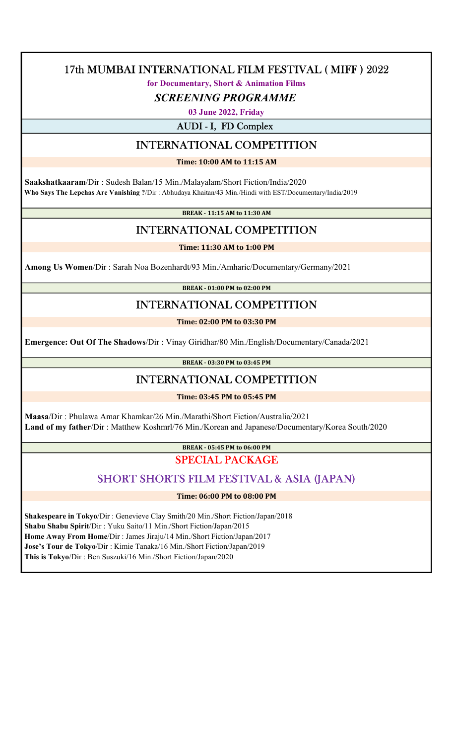# 17th MUMBAI INTERNATIONAL FILM FESTIVAL ( MIFF ) 2022

**for Documentary, Short & Animation Films**

## *SCREENING PROGRAMME*

**03 June 2022, Friday**

### AUDI - I, FD Complex

## INTERNATIONAL COMPETITION

**Time: 10:00 AM to 11:15 AM**

**Saakshatkaaram**/Dir : Sudesh Balan/15 Min./Malayalam/Short Fiction/India/2020

**Who Says The Lepchas Are Vanishing ?**/Dir : Abhudaya Khaitan/43 Min./Hindi with EST/Documentary/India/2019

**BREAK - 11:15 AM to 11:30 AM**

## INTERNATIONAL COMPETITION

**Time: 11:30 AM to 1:00 PM**

**Among Us Women**/Dir : Sarah Noa Bozenhardt/93 Min./Amharic/Documentary/Germany/2021

**BREAK - 01:00 PM to 02:00 PM**

## INTERNATIONAL COMPETITION

**Time: 02:00 PM to 03:30 PM**

**Emergence: Out Of The Shadows**/Dir : Vinay Giridhar/80 Min./English/Documentary/Canada/2021

**BREAK - 03:30 PM to 03:45 PM**

## INTERNATIONAL COMPETITION

**Time: 03:45 PM to 05:45 PM**

**Maasa**/Dir : Phulawa Amar Khamkar/26 Min./Marathi/Short Fiction/Australia/2021

**Land of my father**/Dir : Matthew Koshmrl/76 Min./Korean and Japanese/Documentary/Korea South/2020

**BREAK - 05:45 PM to 06:00 PM**

## SPECIAL PACKAGE

## SHORT SHORTS FILM FESTIVAL & ASIA (JAPAN)

**Time: 06:00 PM to 08:00 PM**

**Shakespeare in Tokyo**/Dir : Genevieve Clay Smith/20 Min./Short Fiction/Japan/2018

**Shabu Shabu Spirit**/Dir : Yuku Saito/11 Min./Short Fiction/Japan/2015

**Home Away From Home**/Dir : James Jiraju/14 Min./Short Fiction/Japan/2017

**Jose's Tour de Tokyo**/Dir : Kimie Tanaka/16 Min./Short Fiction/Japan/2019

**This is Tokyo**/Dir : Ben Suszuki/16 Min./Short Fiction/Japan/2020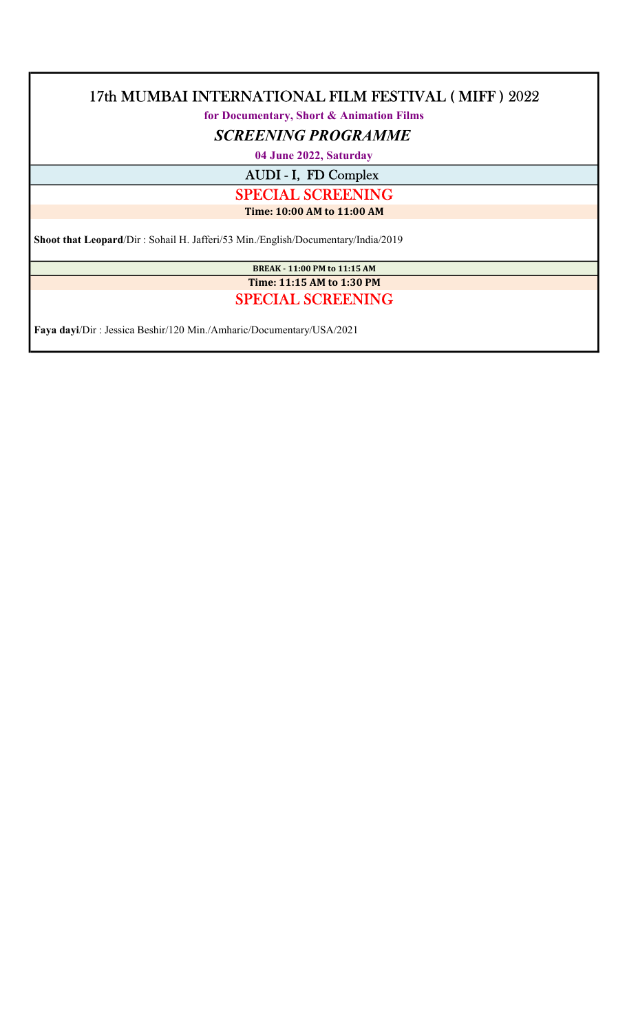# 17th MUMBAI INTERNATIONAL FILM FESTIVAL ( MIFF ) 2022

**for Documentary, Short & Animation Films**

## *SCREENING PROGRAMME*

**04 June 2022, Saturday**

### AUDI - I, FD Complex

### SPECIAL SCREENING

**Time: 10:00 AM to 11:00 AM**

**Shoot that Leopard**/Dir : Sohail H. Jafferi/53 Min./English/Documentary/India/2019

**BREAK - 11:00 PM to 11:15 AM**

**Time: 11:15 AM to 1:30 PM**

### SPECIAL SCREENING

**Faya dayi**/Dir : Jessica Beshir/120 Min./Amharic/Documentary/USA/2021